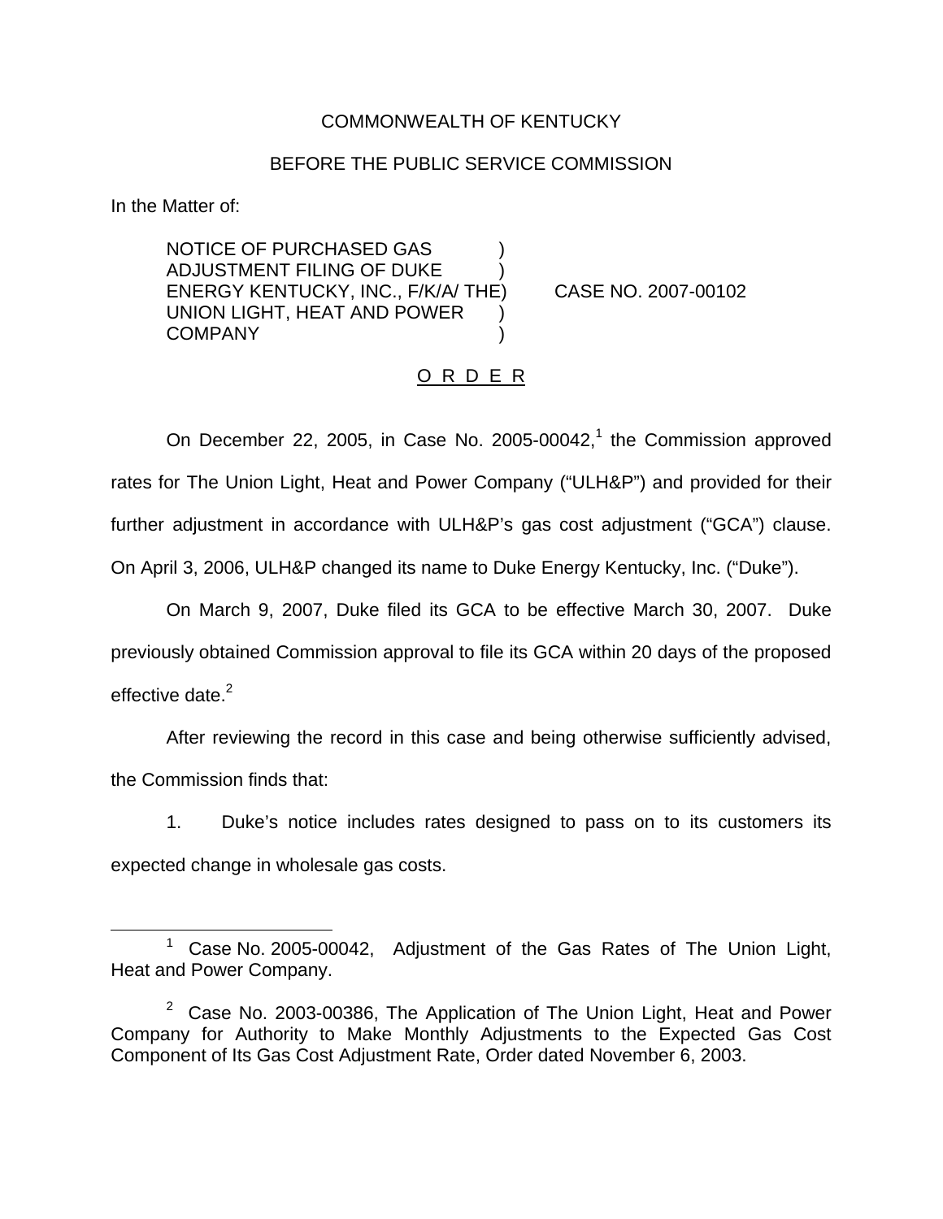COMMONWEALTH OF KENTUCKY

BEFORE THE PUBLIC SERVICE COMMISSION

In the Matter of:

| | | |
|---|---|---|
| NOTICE OF PURCHASED GAS ADJUSTMENT FILING OF DUKE ENERGY KENTUCKY, INC., F/K/A/ THE UNION LIGHT, HEAT AND POWER COMPANY | ) ) ) ) ) | CASE NO. 2007-00102 |

O R D E R

On December 22, 2005, in Case No. 2005-00042,[1] the Commission approved rates for The Union Light, Heat and Power Company ("ULH&P") and provided for their further adjustment in accordance with ULH&P's gas cost adjustment ("GCA") clause. On April 3, 2006, ULH&P changed its name to Duke Energy Kentucky, Inc. ("Duke").

On March 9, 2007, Duke filed its GCA to be effective March 30, 2007. Duke previously obtained Commission approval to file its GCA within 20 days of the proposed effective date.[2]

After reviewing the record in this case and being otherwise sufficiently advised, the Commission finds that:

1. Duke's notice includes rates designed to pass on to its customers its expected change in wholesale gas costs.

---

[1] Case No. 2005-00042, Adjustment of the Gas Rates of The Union Light, Heat and Power Company.

[2] Case No. 2003-00386, The Application of The Union Light, Heat and Power Company for Authority to Make Monthly Adjustments to the Expected Gas Cost Component of Its Gas Cost Adjustment Rate, Order dated November 6, 2003.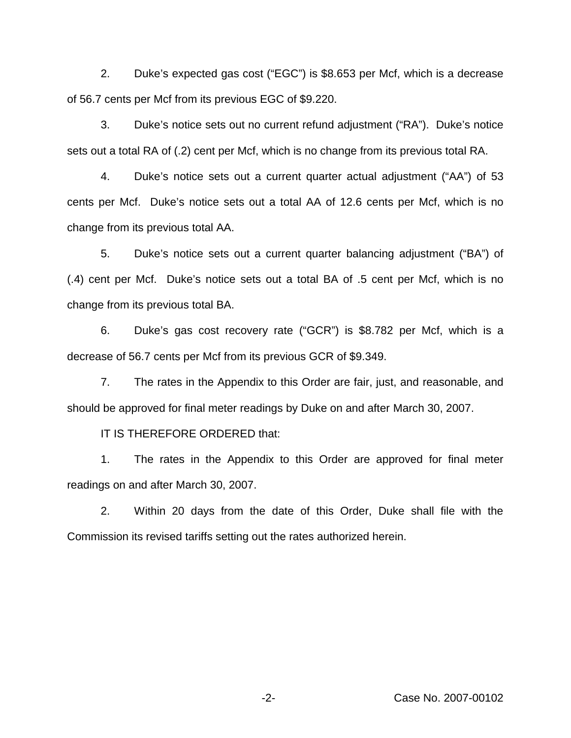2. Duke's expected gas cost ("EGC") is $8.653 per Mcf, which is a decrease of 56.7 cents per Mcf from its previous EGC of $9.220.

3. Duke's notice sets out no current refund adjustment ("RA"). Duke's notice sets out a total RA of (.2) cent per Mcf, which is no change from its previous total RA.

4. Duke's notice sets out a current quarter actual adjustment ("AA") of 53 cents per Mcf. Duke's notice sets out a total AA of 12.6 cents per Mcf, which is no change from its previous total AA.

5. Duke's notice sets out a current quarter balancing adjustment ("BA") of (.4) cent per Mcf. Duke's notice sets out a total BA of .5 cent per Mcf, which is no change from its previous total BA.

6. Duke's gas cost recovery rate ("GCR") is $8.782 per Mcf, which is a decrease of 56.7 cents per Mcf from its previous GCR of $9.349.

7. The rates in the Appendix to this Order are fair, just, and reasonable, and should be approved for final meter readings by Duke on and after March 30, 2007.

IT IS THEREFORE ORDERED that:

1. The rates in the Appendix to this Order are approved for final meter readings on and after March 30, 2007.

2. Within 20 days from the date of this Order, Duke shall file with the Commission its revised tariffs setting out the rates authorized herein.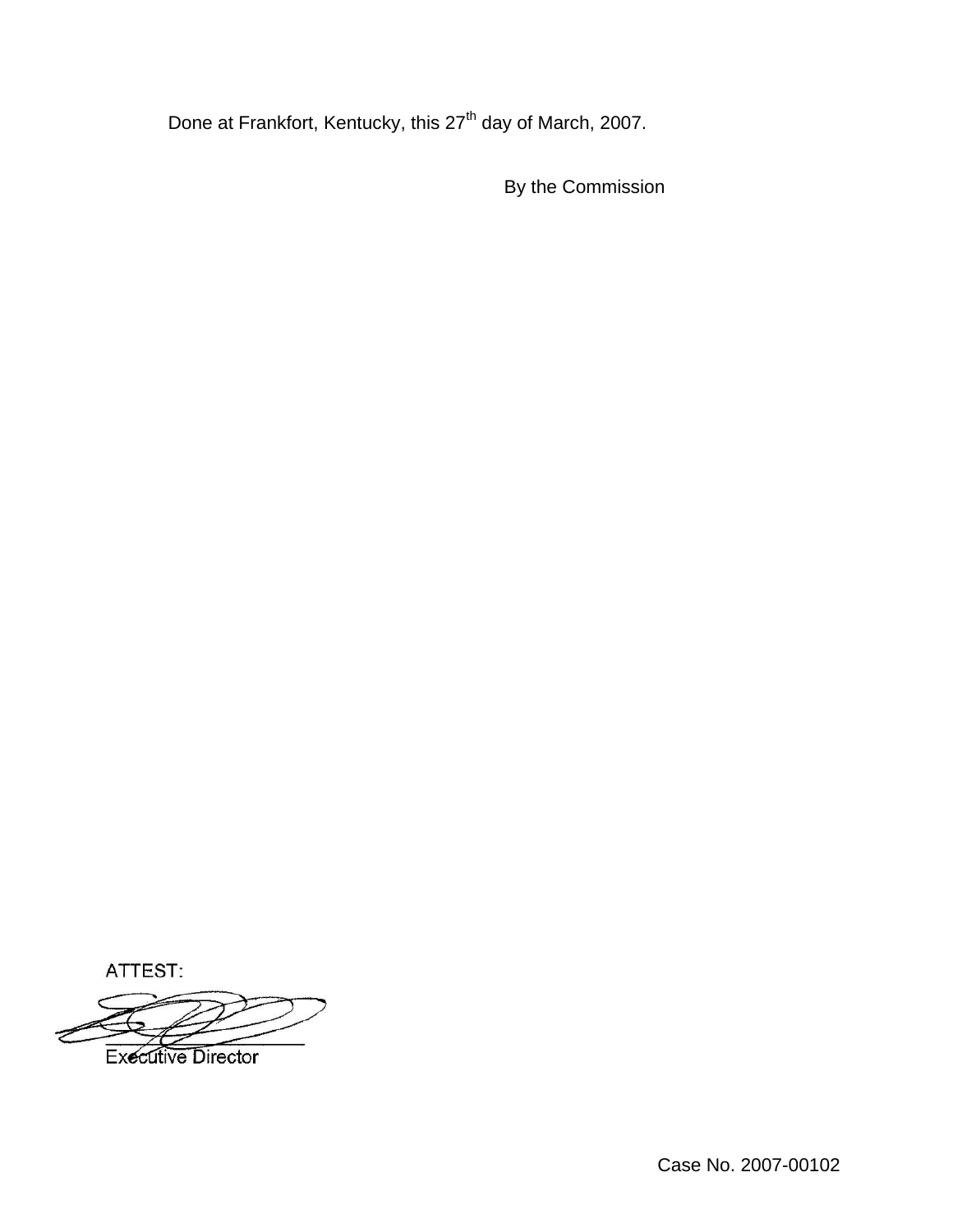Done at Frankfort, Kentucky, this 27th day of March, 2007.

By the Commission

ATTEST:

Executive Director

Case No. 2007-00102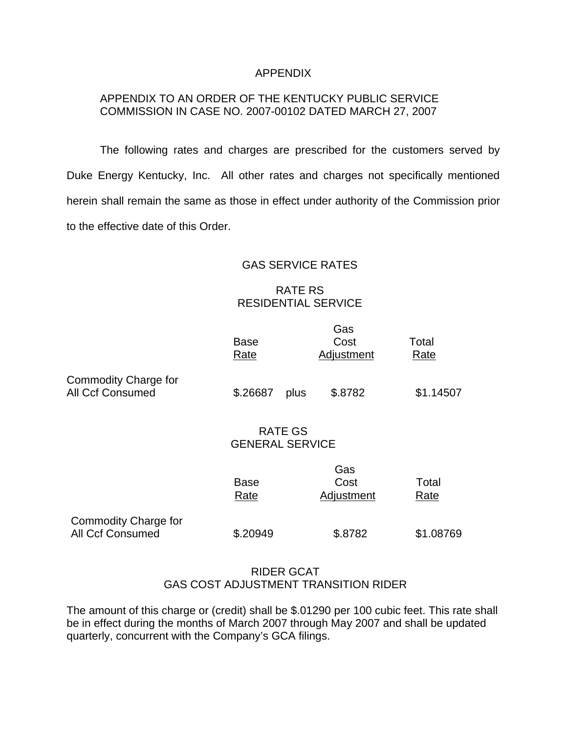# APPENDIX

APPENDIX TO AN ORDER OF THE KENTUCKY PUBLIC SERVICE COMMISSION IN CASE NO. 2007-00102 DATED MARCH 27, 2007

The following rates and charges are prescribed for the customers served by Duke Energy Kentucky, Inc. All other rates and charges not specifically mentioned herein shall remain the same as those in effect under authority of the Commission prior to the effective date of this Order.

## GAS SERVICE RATES

### RATE RS
### RESIDENTIAL SERVICE

| | Base Rate | | Gas Cost Adjustment | Total Rate |
|---|---|---|---|---|
| Commodity Charge for All Ccf Consumed | $.26687 | plus | $.8782 | $1.14507 |

### RATE GS
### GENERAL SERVICE

| | Base Rate | Gas Cost Adjustment | Total Rate |
|---|---|---|---|
| Commodity Charge for All Ccf Consumed | $.20949 | $.8782 | $1.08769 |

### RIDER GCAT
### GAS COST ADJUSTMENT TRANSITION RIDER

The amount of this charge or (credit) shall be $.01290 per 100 cubic feet. This rate shall be in effect during the months of March 2007 through May 2007 and shall be updated quarterly, concurrent with the Company's GCA filings.